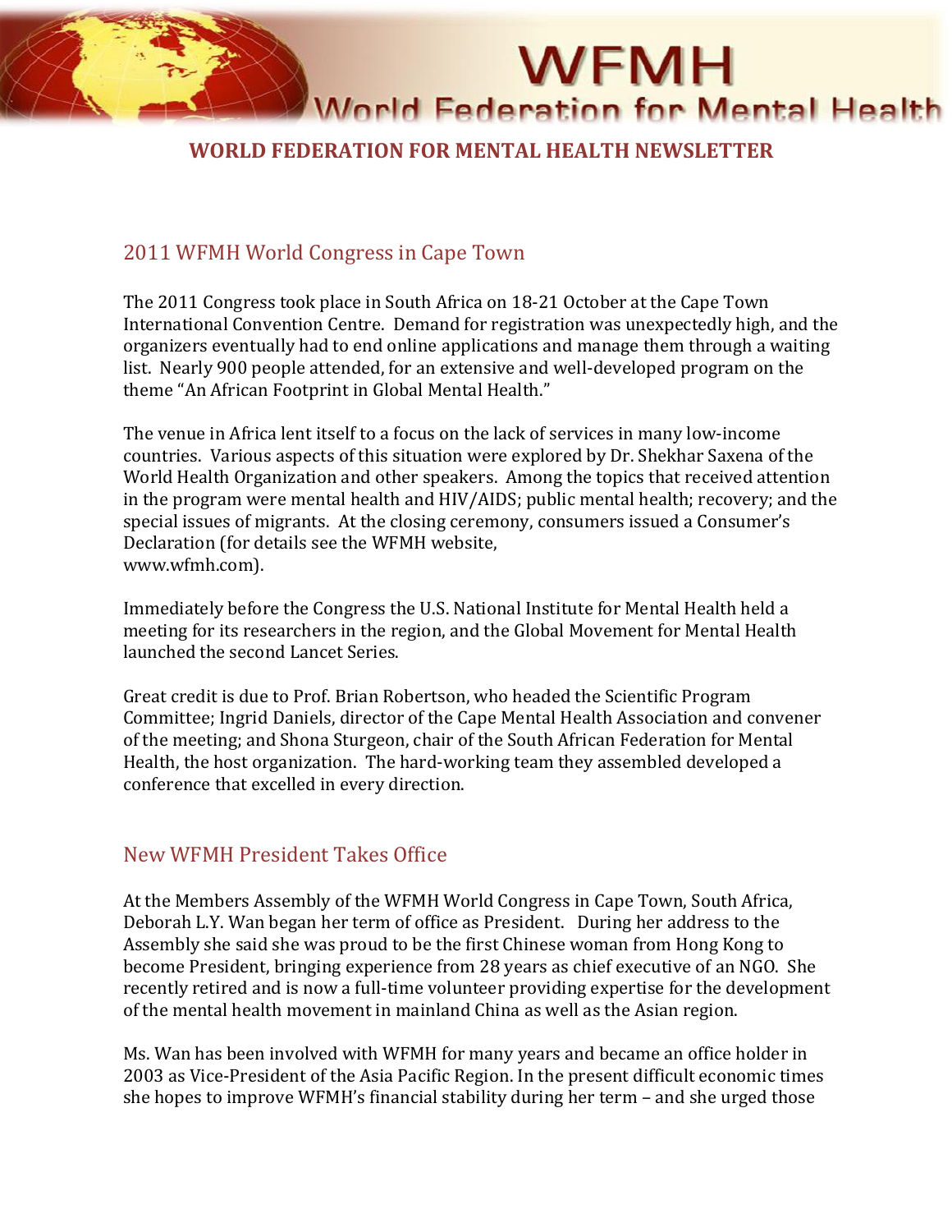# WFMH

## World Federation for Mental Health

### WORLD FEDERATION FOR MENTAL HEALTH NEWSLETTER

## 2011 WFMH World Congress in Cape Town

The 2011 Congress took place in South Africa on 18-21 October at the Cape Town International Convention Centre. Demand for registration was unexpectedly high, and the organizers eventually had to end online applications and manage them through a waiting list. Nearly 900 people attended, for an extensive and well-developed program on the theme "An African Footprint in Global Mental Health."

The venue in Africa lent itself to a focus on the lack of services in many low-income countries. Various aspects of this situation were explored by Dr. Shekhar Saxena of the World Health Organization and other speakers. Among the topics that received attention in the program were mental health and HIV/AIDS; public mental health; recovery; and the special issues of migrants. At the closing ceremony, consumers issued a Consumer's Declaration (for details see the WFMH website, www.wfmh.com).

Immediately before the Congress the U.S. National Institute for Mental Health held a meeting for its researchers in the region, and the Global Movement for Mental Health launched the second Lancet Series.

Great credit is due to Prof. Brian Robertson, who headed the Scientific Program Committee; Ingrid Daniels, director of the Cape Mental Health Association and convener of the meeting; and Shona Sturgeon, chair of the South African Federation for Mental Health, the host organization. The hard-working team they assembled developed a conference that excelled in every direction.

## New WFMH President Takes Office

At the Members Assembly of the WFMH World Congress in Cape Town, South Africa, Deborah L.Y. Wan began her term of office as President. During her address to the Assembly she said she was proud to be the first Chinese woman from Hong Kong to become President, bringing experience from 28 years as chief executive of an NGO. She recently retired and is now a full-time volunteer providing expertise for the development of the mental health movement in mainland China as well as the Asian region.

Ms. Wan has been involved with WFMH for many years and became an office holder in 2003 as Vice-President of the Asia Pacific Region. In the present difficult economic times she hopes to improve WFMH's financial stability during her term – and she urged those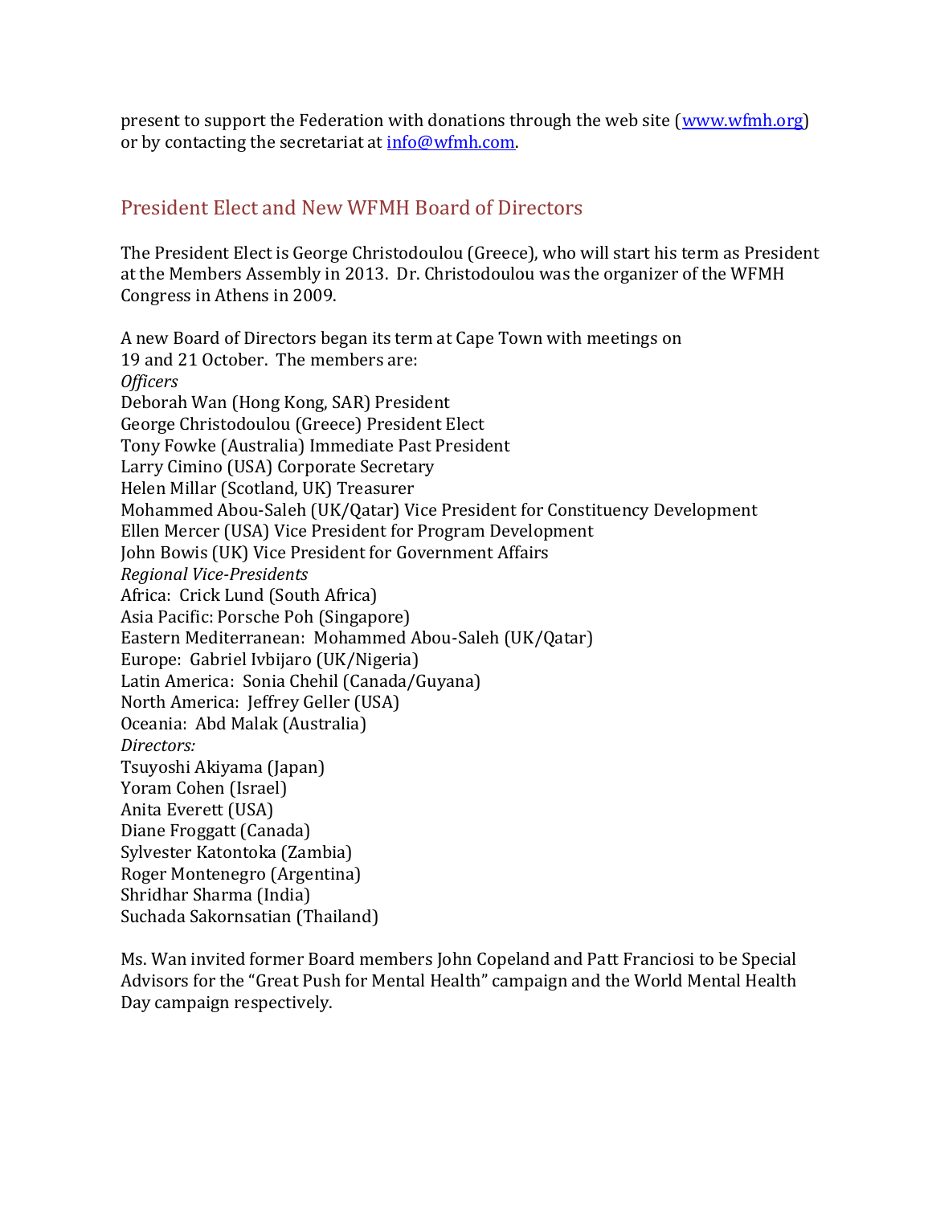present to support the Federation with donations through the web site ([www.wfmh.org](http://www.wfmh.org)) or by contacting the secretariat at [info@wfmh.com](mailto:info@wfmh.com).

## President Elect and New WFMH Board of Directors

The President Elect is George Christodoulou (Greece), who will start his term as President at the Members Assembly in 2013. Dr. Christodoulou was the organizer of the WFMH Congress in Athens in 2009.

A new Board of Directors began its term at Cape Town with meetings on 19 and 21 October. The members are:

*Officers*

Deborah Wan (Hong Kong, SAR) President
George Christodoulou (Greece) President Elect
Tony Fowke (Australia) Immediate Past President
Larry Cimino (USA) Corporate Secretary
Helen Millar (Scotland, UK) Treasurer
Mohammed Abou-Saleh (UK/Qatar) Vice President for Constituency Development
Ellen Mercer (USA) Vice President for Program Development
John Bowis (UK) Vice President for Government Affairs

*Regional Vice-Presidents*

Africa: Crick Lund (South Africa)
Asia Pacific: Porsche Poh (Singapore)
Eastern Mediterranean: Mohammed Abou-Saleh (UK/Qatar)
Europe: Gabriel Ivbijaro (UK/Nigeria)
Latin America: Sonia Chehil (Canada/Guyana)
North America: Jeffrey Geller (USA)
Oceania: Abd Malak (Australia)

*Directors:*

Tsuyoshi Akiyama (Japan)
Yoram Cohen (Israel)
Anita Everett (USA)
Diane Froggatt (Canada)
Sylvester Katontoka (Zambia)
Roger Montenegro (Argentina)
Shridhar Sharma (India)
Suchada Sakornsatian (Thailand)

Ms. Wan invited former Board members John Copeland and Patt Franciosi to be Special Advisors for the "Great Push for Mental Health" campaign and the World Mental Health Day campaign respectively.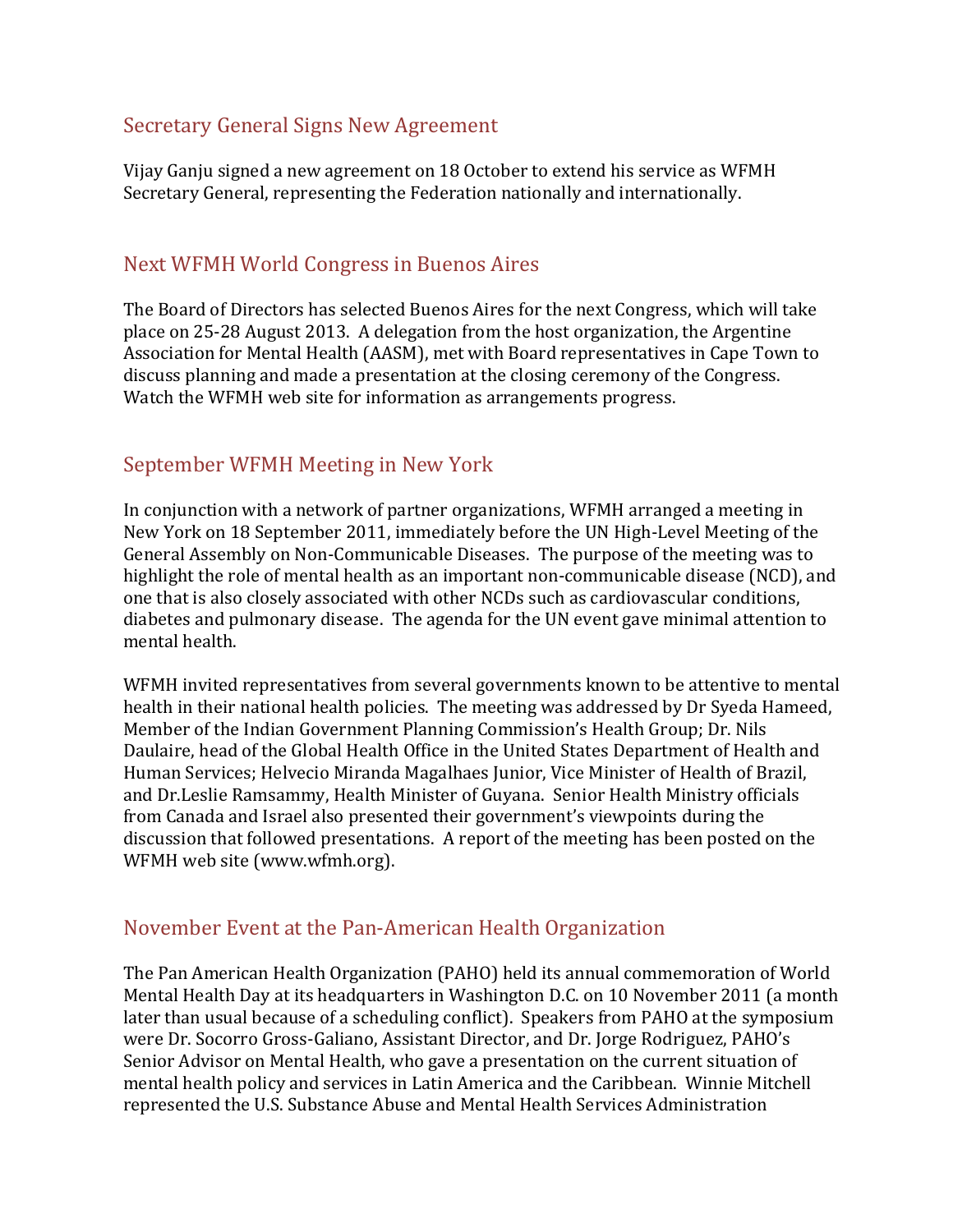## Secretary General Signs New Agreement

Vijay Ganju signed a new agreement on 18 October to extend his service as WFMH Secretary General, representing the Federation nationally and internationally.

## Next WFMH World Congress in Buenos Aires

The Board of Directors has selected Buenos Aires for the next Congress, which will take place on 25-28 August 2013. A delegation from the host organization, the Argentine Association for Mental Health (AASM), met with Board representatives in Cape Town to discuss planning and made a presentation at the closing ceremony of the Congress. Watch the WFMH web site for information as arrangements progress.

## September WFMH Meeting in New York

In conjunction with a network of partner organizations, WFMH arranged a meeting in New York on 18 September 2011, immediately before the UN High-Level Meeting of the General Assembly on Non-Communicable Diseases. The purpose of the meeting was to highlight the role of mental health as an important non-communicable disease (NCD), and one that is also closely associated with other NCDs such as cardiovascular conditions, diabetes and pulmonary disease. The agenda for the UN event gave minimal attention to mental health.

WFMH invited representatives from several governments known to be attentive to mental health in their national health policies. The meeting was addressed by Dr Syeda Hameed, Member of the Indian Government Planning Commission's Health Group; Dr. Nils Daulaire, head of the Global Health Office in the United States Department of Health and Human Services; Helvecio Miranda Magalhaes Junior, Vice Minister of Health of Brazil, and Dr.Leslie Ramsammy, Health Minister of Guyana. Senior Health Ministry officials from Canada and Israel also presented their government's viewpoints during the discussion that followed presentations. A report of the meeting has been posted on the WFMH web site (www.wfmh.org).

## November Event at the Pan-American Health Organization

The Pan American Health Organization (PAHO) held its annual commemoration of World Mental Health Day at its headquarters in Washington D.C. on 10 November 2011 (a month later than usual because of a scheduling conflict). Speakers from PAHO at the symposium were Dr. Socorro Gross-Galiano, Assistant Director, and Dr. Jorge Rodriguez, PAHO's Senior Advisor on Mental Health, who gave a presentation on the current situation of mental health policy and services in Latin America and the Caribbean. Winnie Mitchell represented the U.S. Substance Abuse and Mental Health Services Administration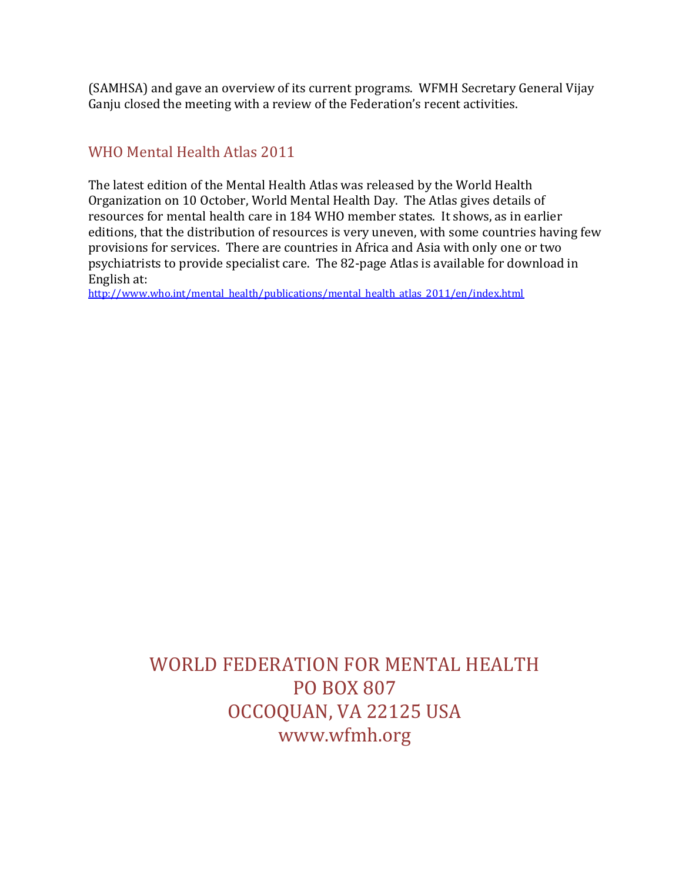(SAMHSA) and gave an overview of its current programs. WFMH Secretary General Vijay Ganju closed the meeting with a review of the Federation's recent activities.

## WHO Mental Health Atlas 2011

The latest edition of the Mental Health Atlas was released by the World Health Organization on 10 October, World Mental Health Day. The Atlas gives details of resources for mental health care in 184 WHO member states. It shows, as in earlier editions, that the distribution of resources is very uneven, with some countries having few provisions for services. There are countries in Africa and Asia with only one or two psychiatrists to provide specialist care. The 82-page Atlas is available for download in English at:
http://www.who.int/mental_health/publications/mental_health_atlas_2011/en/index.html

WORLD FEDERATION FOR MENTAL HEALTH
PO BOX 807
OCCOQUAN, VA 22125 USA
www.wfmh.org